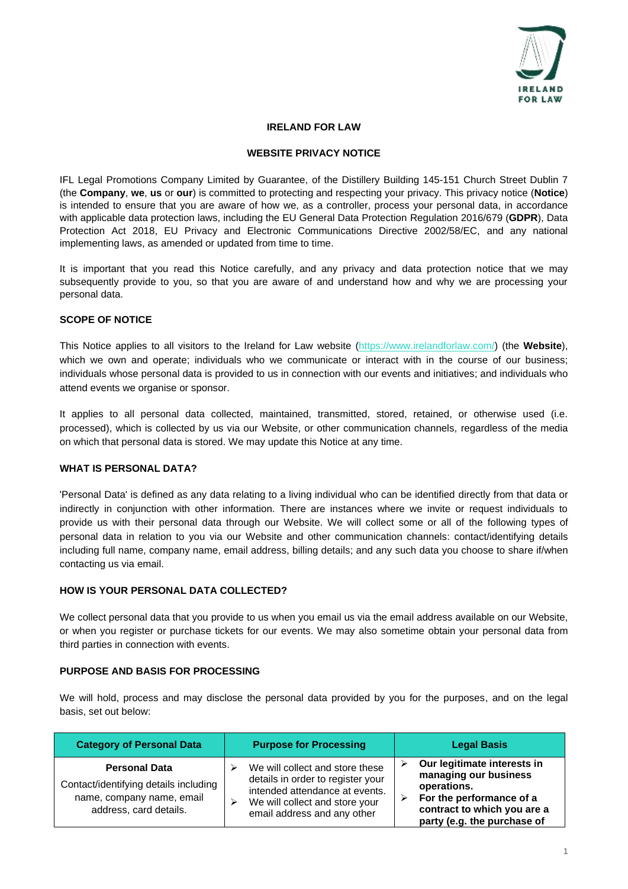# IRELAND FOR LAW

## WEBSITE PRIVACY NOTICE

IFL Legal Promotions Company Limited by Guarantee, of the Distillery Building 145-151 Church Street Dublin 7 (the **Company**, **we**, **us** or **our**) is committed to protecting and respecting your privacy. This privacy notice (**Notice**) is intended to ensure that you are aware of how we, as a controller, process your personal data, in accordance with applicable data protection laws, including the EU General Data Protection Regulation 2016/679 (**GDPR**), Data Protection Act 2018, EU Privacy and Electronic Communications Directive 2002/58/EC, and any national implementing laws, as amended or updated from time to time.

It is important that you read this Notice carefully, and any privacy and data protection notice that we may subsequently provide to you, so that you are aware of and understand how and why we are processing your personal data.

### SCOPE OF NOTICE

This Notice applies to all visitors to the Ireland for Law website (https://www.irelandforlaw.com/) (the **Website**), which we own and operate; individuals who we communicate or interact with in the course of our business; individuals whose personal data is provided to us in connection with our events and initiatives; and individuals who attend events we organise or sponsor.

It applies to all personal data collected, maintained, transmitted, stored, retained, or otherwise used (i.e. processed), which is collected by us via our Website, or other communication channels, regardless of the media on which that personal data is stored. We may update this Notice at any time.

### WHAT IS PERSONAL DATA?

'Personal Data' is defined as any data relating to a living individual who can be identified directly from that data or indirectly in conjunction with other information. There are instances where we invite or request individuals to provide us with their personal data through our Website. We will collect some or all of the following types of personal data in relation to you via our Website and other communication channels: contact/identifying details including full name, company name, email address, billing details; and any such data you choose to share if/when contacting us via email.

### HOW IS YOUR PERSONAL DATA COLLECTED?

We collect personal data that you provide to us when you email us via the email address available on our Website, or when you register or purchase tickets for our events. We may also sometime obtain your personal data from third parties in connection with events.

### PURPOSE AND BASIS FOR PROCESSING

We will hold, process and may disclose the personal data provided by you for the purposes, and on the legal basis, set out below:

| Category of Personal Data | Purpose for Processing | Legal Basis |
|---|---|---|
| **Personal Data** Contact/identifying details including name, company name, email address, card details. | ➢ We will collect and store these details in order to register your intended attendance at events. ➢ We will collect and store your email address and any other | ➢ **Our legitimate interests in managing our business operations.** ➢ **For the performance of a contract to which you are a party (e.g. the purchase of** |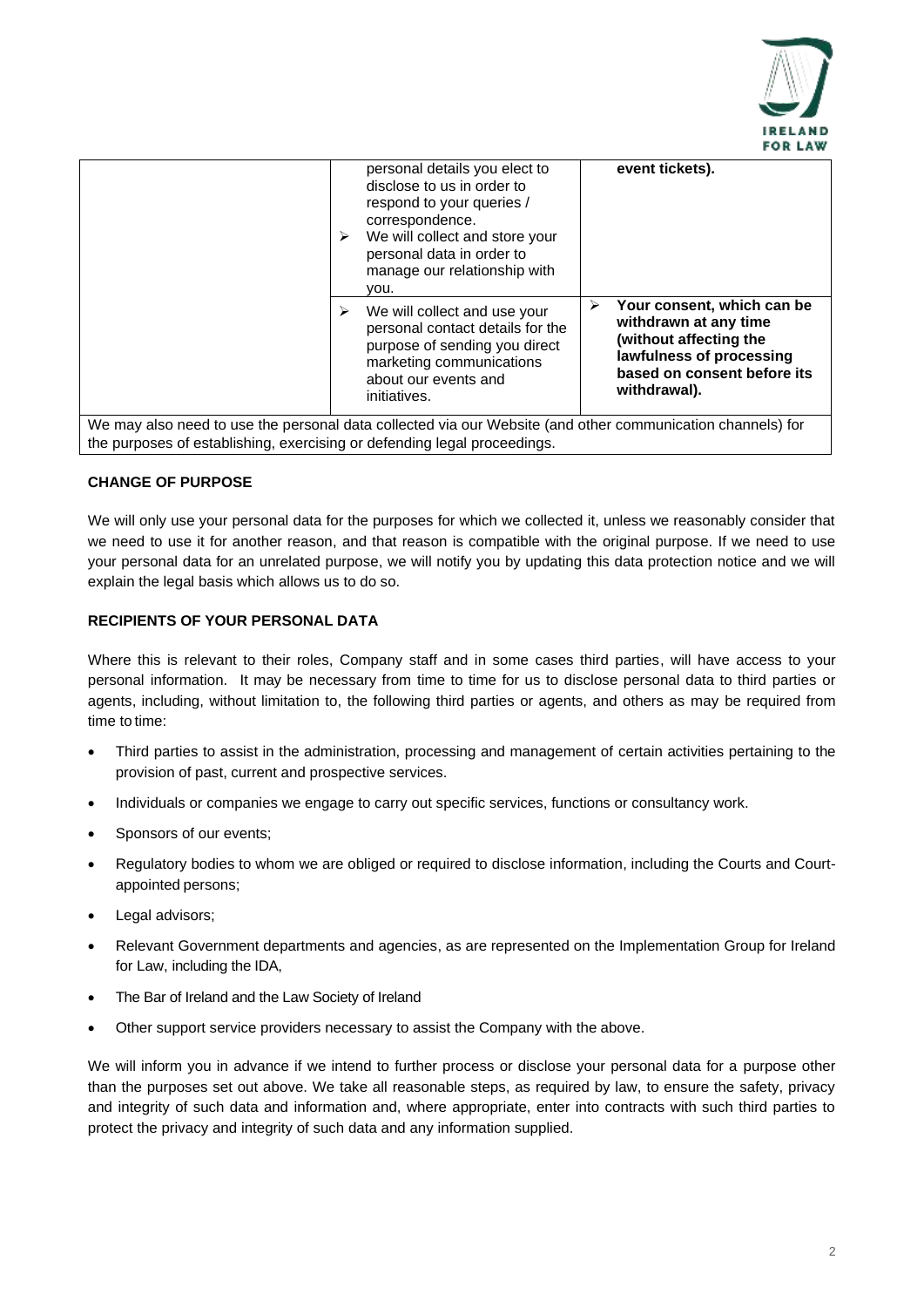| | | |
|---|---|---|
| | personal details you elect to disclose to us in order to respond to your queries / correspondence.<br>➢ We will collect and store your personal data in order to manage our relationship with you. | **event tickets).** |
| | ➢ We will collect and use your personal contact details for the purpose of sending you direct marketing communications about our events and initiatives. | ➢ **Your consent, which can be withdrawn at any time (without affecting the lawfulness of processing based on consent before its withdrawal).** |
| We may also need to use the personal data collected via our Website (and other communication channels) for the purposes of establishing, exercising or defending legal proceedings. | | |

**CHANGE OF PURPOSE**

We will only use your personal data for the purposes for which we collected it, unless we reasonably consider that we need to use it for another reason, and that reason is compatible with the original purpose. If we need to use your personal data for an unrelated purpose, we will notify you by updating this data protection notice and we will explain the legal basis which allows us to do so.

**RECIPIENTS OF YOUR PERSONAL DATA**

Where this is relevant to their roles, Company staff and in some cases third parties, will have access to your personal information. It may be necessary from time to time for us to disclose personal data to third parties or agents, including, without limitation to, the following third parties or agents, and others as may be required from time to time:

- Third parties to assist in the administration, processing and management of certain activities pertaining to the provision of past, current and prospective services.
- Individuals or companies we engage to carry out specific services, functions or consultancy work.
- Sponsors of our events;
- Regulatory bodies to whom we are obliged or required to disclose information, including the Courts and Court-appointed persons;
- Legal advisors;
- Relevant Government departments and agencies, as are represented on the Implementation Group for Ireland for Law, including the IDA,
- The Bar of Ireland and the Law Society of Ireland
- Other support service providers necessary to assist the Company with the above.

We will inform you in advance if we intend to further process or disclose your personal data for a purpose other than the purposes set out above. We take all reasonable steps, as required by law, to ensure the safety, privacy and integrity of such data and information and, where appropriate, enter into contracts with such third parties to protect the privacy and integrity of such data and any information supplied.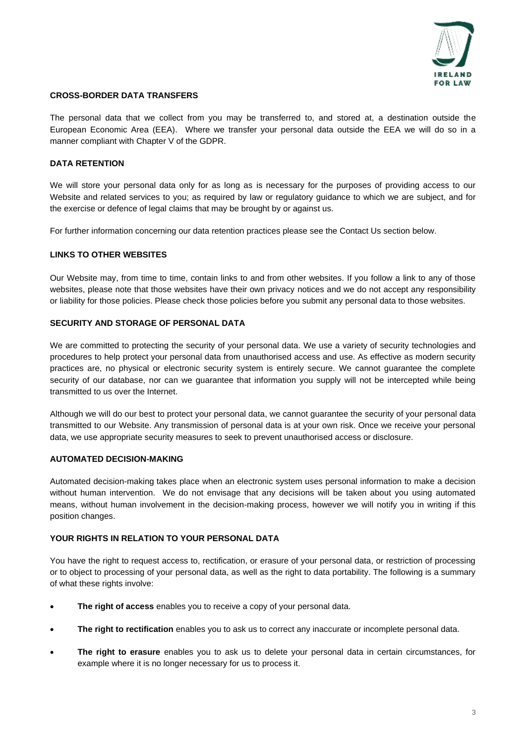## CROSS-BORDER DATA TRANSFERS

The personal data that we collect from you may be transferred to, and stored at, a destination outside the European Economic Area (EEA). Where we transfer your personal data outside the EEA we will do so in a manner compliant with Chapter V of the GDPR.

## DATA RETENTION

We will store your personal data only for as long as is necessary for the purposes of providing access to our Website and related services to you; as required by law or regulatory guidance to which we are subject, and for the exercise or defence of legal claims that may be brought by or against us.

For further information concerning our data retention practices please see the Contact Us section below.

## LINKS TO OTHER WEBSITES

Our Website may, from time to time, contain links to and from other websites. If you follow a link to any of those websites, please note that those websites have their own privacy notices and we do not accept any responsibility or liability for those policies. Please check those policies before you submit any personal data to those websites.

## SECURITY AND STORAGE OF PERSONAL DATA

We are committed to protecting the security of your personal data. We use a variety of security technologies and procedures to help protect your personal data from unauthorised access and use. As effective as modern security practices are, no physical or electronic security system is entirely secure. We cannot guarantee the complete security of our database, nor can we guarantee that information you supply will not be intercepted while being transmitted to us over the Internet.

Although we will do our best to protect your personal data, we cannot guarantee the security of your personal data transmitted to our Website. Any transmission of personal data is at your own risk. Once we receive your personal data, we use appropriate security measures to seek to prevent unauthorised access or disclosure.

## AUTOMATED DECISION-MAKING

Automated decision-making takes place when an electronic system uses personal information to make a decision without human intervention. We do not envisage that any decisions will be taken about you using automated means, without human involvement in the decision-making process, however we will notify you in writing if this position changes.

## YOUR RIGHTS IN RELATION TO YOUR PERSONAL DATA

You have the right to request access to, rectification, or erasure of your personal data, or restriction of processing or to object to processing of your personal data, as well as the right to data portability. The following is a summary of what these rights involve:

- **The right of access** enables you to receive a copy of your personal data.
- **The right to rectification** enables you to ask us to correct any inaccurate or incomplete personal data.
- **The right to erasure** enables you to ask us to delete your personal data in certain circumstances, for example where it is no longer necessary for us to process it.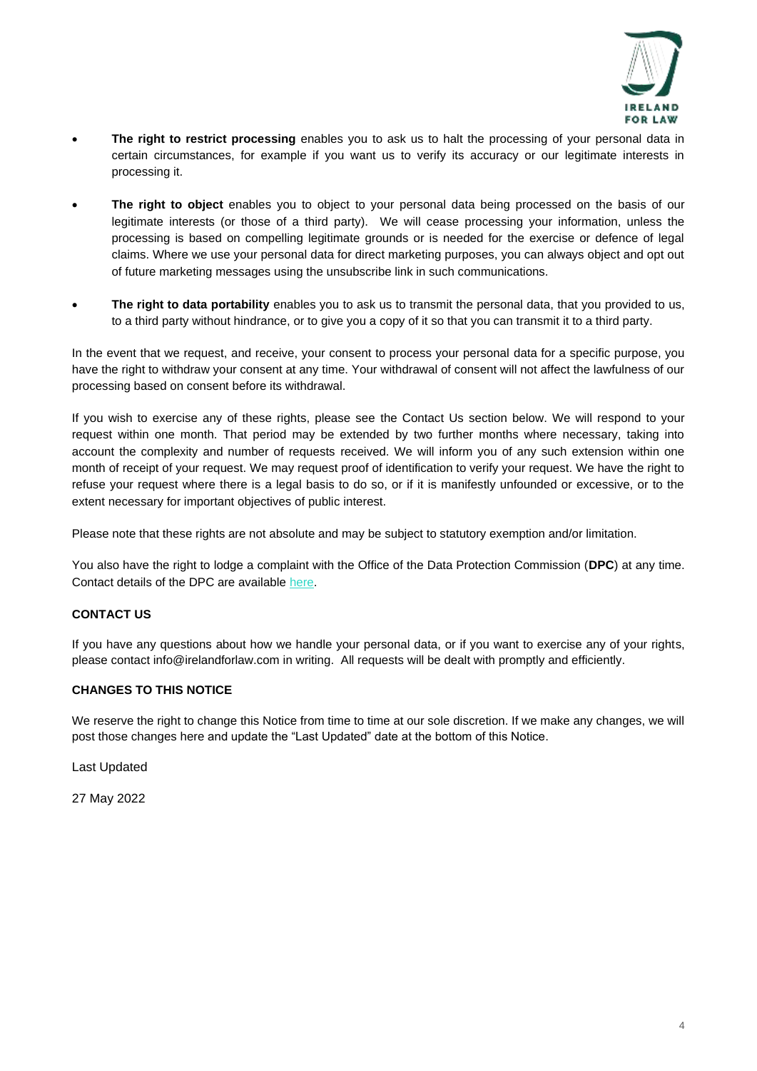- **The right to restrict processing** enables you to ask us to halt the processing of your personal data in certain circumstances, for example if you want us to verify its accuracy or our legitimate interests in processing it.

- **The right to object** enables you to object to your personal data being processed on the basis of our legitimate interests (or those of a third party). We will cease processing your information, unless the processing is based on compelling legitimate grounds or is needed for the exercise or defence of legal claims. Where we use your personal data for direct marketing purposes, you can always object and opt out of future marketing messages using the unsubscribe link in such communications.

- **The right to data portability** enables you to ask us to transmit the personal data, that you provided to us, to a third party without hindrance, or to give you a copy of it so that you can transmit it to a third party.

In the event that we request, and receive, your consent to process your personal data for a specific purpose, you have the right to withdraw your consent at any time. Your withdrawal of consent will not affect the lawfulness of our processing based on consent before its withdrawal.

If you wish to exercise any of these rights, please see the Contact Us section below. We will respond to your request within one month. That period may be extended by two further months where necessary, taking into account the complexity and number of requests received. We will inform you of any such extension within one month of receipt of your request. We may request proof of identification to verify your request. We have the right to refuse your request where there is a legal basis to do so, or if it is manifestly unfounded or excessive, or to the extent necessary for important objectives of public interest.

Please note that these rights are not absolute and may be subject to statutory exemption and/or limitation.

You also have the right to lodge a complaint with the Office of the Data Protection Commission (**DPC**) at any time. Contact details of the DPC are available here.

**CONTACT US**

If you have any questions about how we handle your personal data, or if you want to exercise any of your rights, please contact info@irelandforlaw.com in writing. All requests will be dealt with promptly and efficiently.

**CHANGES TO THIS NOTICE**

We reserve the right to change this Notice from time to time at our sole discretion. If we make any changes, we will post those changes here and update the "Last Updated" date at the bottom of this Notice.

Last Updated

27 May 2022